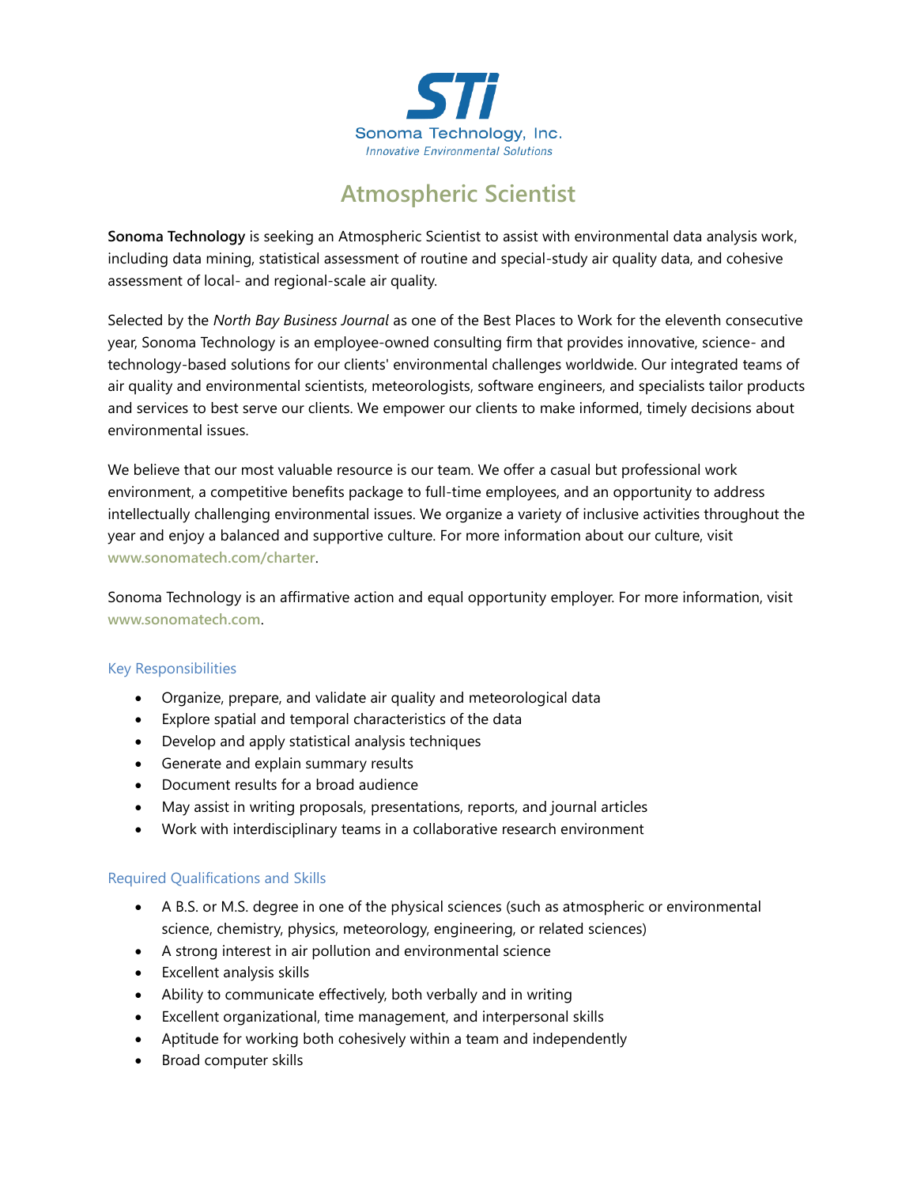STi

Sonoma Technology, Inc.

*Innovative Environmental Solutions*

# Atmospheric Scientist

**Sonoma Technology** is seeking an Atmospheric Scientist to assist with environmental data analysis work, including data mining, statistical assessment of routine and special-study air quality data, and cohesive assessment of local- and regional-scale air quality.

Selected by the *North Bay Business Journal* as one of the Best Places to Work for the eleventh consecutive year, Sonoma Technology is an employee-owned consulting firm that provides innovative, science- and technology-based solutions for our clients' environmental challenges worldwide. Our integrated teams of air quality and environmental scientists, meteorologists, software engineers, and specialists tailor products and services to best serve our clients. We empower our clients to make informed, timely decisions about environmental issues.

We believe that our most valuable resource is our team. We offer a casual but professional work environment, a competitive benefits package to full-time employees, and an opportunity to address intellectually challenging environmental issues. We organize a variety of inclusive activities throughout the year and enjoy a balanced and supportive culture. For more information about our culture, visit www.sonomatech.com/charter.

Sonoma Technology is an affirmative action and equal opportunity employer. For more information, visit www.sonomatech.com.

## Key Responsibilities

- Organize, prepare, and validate air quality and meteorological data
- Explore spatial and temporal characteristics of the data
- Develop and apply statistical analysis techniques
- Generate and explain summary results
- Document results for a broad audience
- May assist in writing proposals, presentations, reports, and journal articles
- Work with interdisciplinary teams in a collaborative research environment

## Required Qualifications and Skills

- A B.S. or M.S. degree in one of the physical sciences (such as atmospheric or environmental science, chemistry, physics, meteorology, engineering, or related sciences)
- A strong interest in air pollution and environmental science
- Excellent analysis skills
- Ability to communicate effectively, both verbally and in writing
- Excellent organizational, time management, and interpersonal skills
- Aptitude for working both cohesively within a team and independently
- Broad computer skills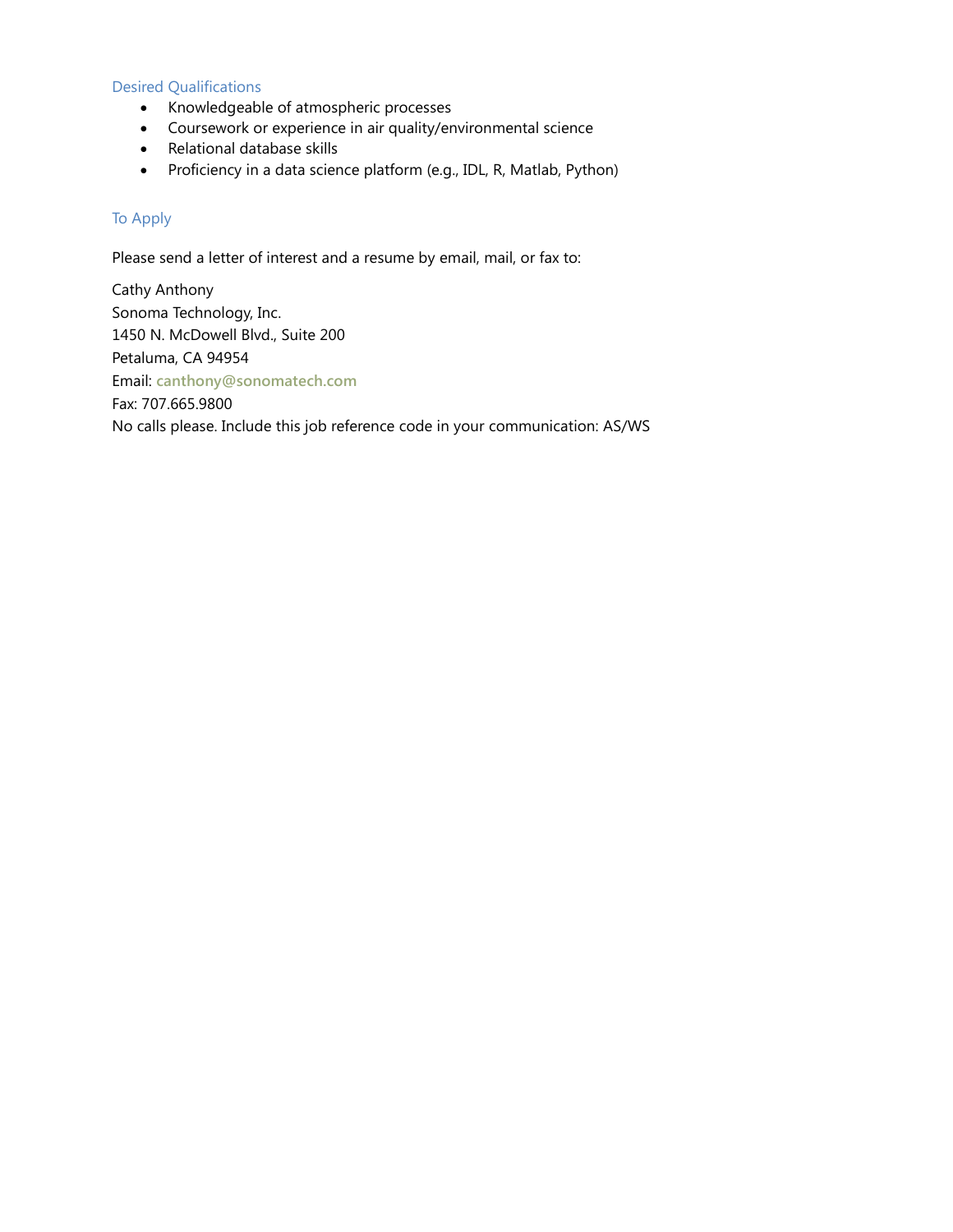### Desired Qualifications

- Knowledgeable of atmospheric processes
- Coursework or experience in air quality/environmental science
- Relational database skills
- Proficiency in a data science platform (e.g., IDL, R, Matlab, Python)

### To Apply

Please send a letter of interest and a resume by email, mail, or fax to:

Cathy Anthony
Sonoma Technology, Inc.
1450 N. McDowell Blvd., Suite 200
Petaluma, CA 94954
Email: **canthony@sonomatech.com**
Fax: 707.665.9800
No calls please. Include this job reference code in your communication: AS/WS